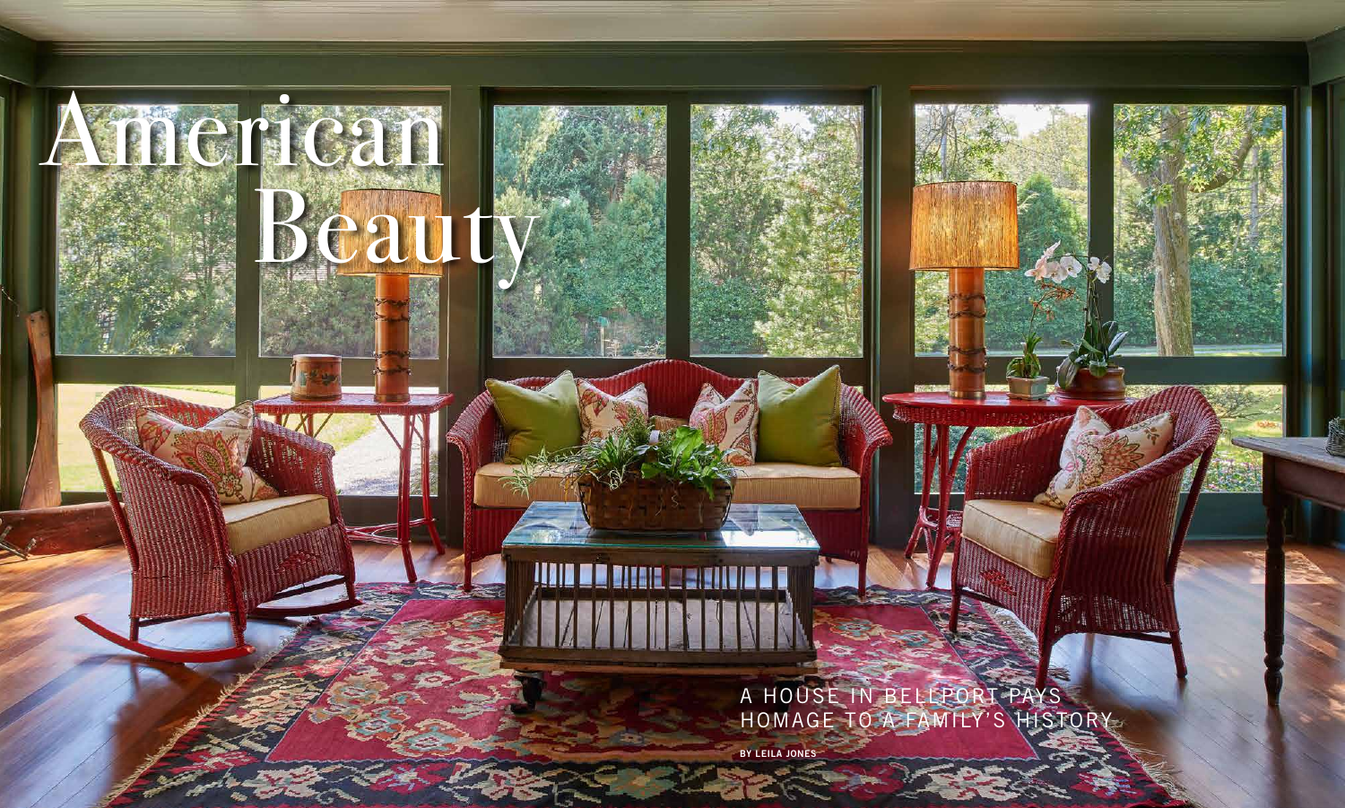# American Beauty

A HOUSE IN BELLPORT PAYS HOMAGE TO A FAMILY'S HISTORY

BY LEILA JONES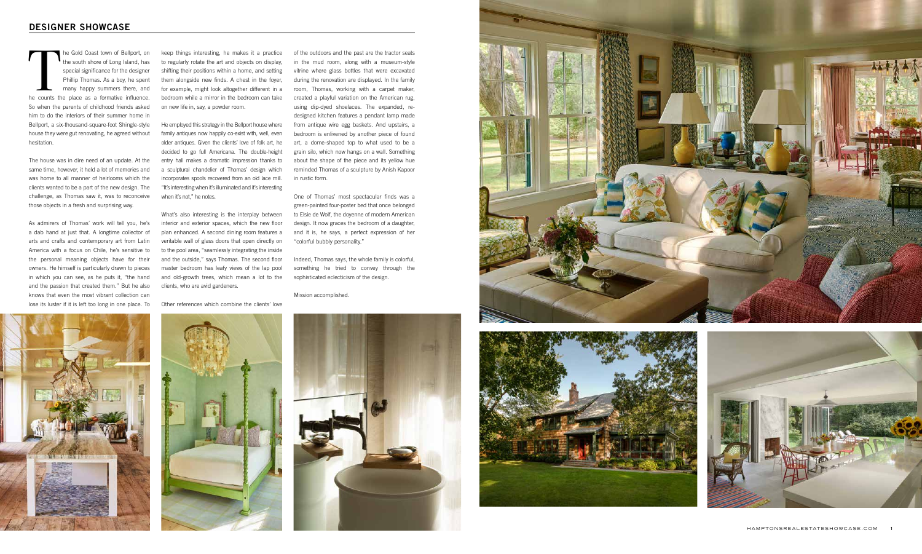## DESIGNER SHOWCASE

The Gold Coast town of Bellport, on the south shore of Long Island, has special significance for the designer Phillip Thomas. As a boy, he spent many happy summers there, and he counts the place as a formative influence. So when the parents of childhood friends asked him to do the interiors of their summer home in Bellport, a six-thousand-square-foot Shingle-style house they were gut renovating, he agreed without hesitation.

The house was in dire need of an update. At the same time, however, it held a lot of memories and was home to all manner of heirlooms which the clients wanted to be a part of the new design. The challenge, as Thomas saw it, was to reconceive those objects in a fresh and surprising way.

As admirers of Thomas' work will tell you, he's a dab hand at just that. A longtime collector of arts and crafts and contemporary art from Latin America with a focus on Chile, he's sensitive to the personal meaning objects have for their owners. He himself is particularly drawn to pieces in which you can see, as he puts it, "the hand and the passion that created them." But he also knows that even the most vibrant collection can lose its luster if it is left too long in one place. To keep things interesting, he makes it a practice to regularly rotate the art and objects on display, shifting their positions within a home, and setting them alongside new finds. A chest in the foyer, for example, might look altogether different in a bedroom while a mirror in the bedroom can take on new life in, say, a powder room.

He employed this strategy in the Bellport house where family antiques now happily co-exist with, well, even older antiques. Given the clients' love of folk art, he decided to go full Americana. The double-height entry hall makes a dramatic impression thanks to a sculptural chandelier of Thomas' design which incorporates spools recovered from an old lace mill. "It's interesting when it's illuminated and it's interesting when it's not," he notes.

What's also interesting is the interplay between interior and exterior spaces, which the new floor plan enhanced. A second dining room features a veritable wall of glass doors that open directly on to the pool area, "seamlessly integrating the inside and the outside," says Thomas. The second floor master bedroom has leafy views of the lap pool and old-growth trees, which mean a lot to the clients, who are avid gardeners.

Other references which combine the clients' love of the outdoors and the past are the tractor seats in the mud room, along with a museum-style vitrine where glass bottles that were excavated during the renovation are displayed. In the family room, Thomas, working with a carpet maker, created a playful variation on the American rug, using dip-dyed shoelaces. The expanded, re-designed kitchen features a pendant lamp made from antique wire egg baskets. And upstairs, a bedroom is enlivened by another piece of found art, a dome-shaped top to what used to be a grain silo, which now hangs on a wall. Something about the shape of the piece and its yellow hue reminded Thomas of a sculpture by Anish Kapoor in rustic form.

One of Thomas' most spectacular finds was a green-painted four-poster bed that once belonged to Elsie de Wolf, the doyenne of modern American design. It now graces the bedroom of a daughter, and it is, he says, a perfect expression of her "colorful bubbly personality."

Indeed, Thomas says, the whole family is colorful, something he tried to convey through the sophisticated eclecticism of the design.

Mission accomplished.